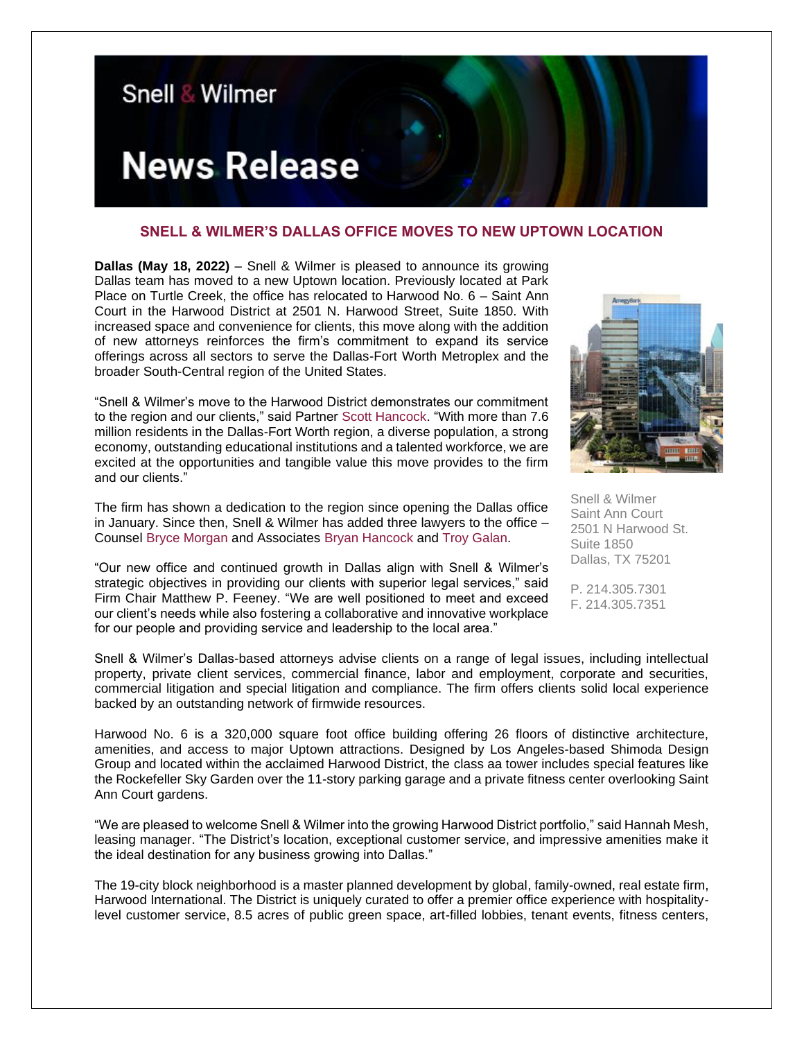Snell & Wilmer

# News Release

## SNELL & WILMER'S DALLAS OFFICE MOVES TO NEW UPTOWN LOCATION

**Dallas (May 18, 2022)** – Snell & Wilmer is pleased to announce its growing Dallas team has moved to a new Uptown location. Previously located at Park Place on Turtle Creek, the office has relocated to Harwood No. 6 – Saint Ann Court in the Harwood District at 2501 N. Harwood Street, Suite 1850. With increased space and convenience for clients, this move along with the addition of new attorneys reinforces the firm's commitment to expand its service offerings across all sectors to serve the Dallas-Fort Worth Metroplex and the broader South-Central region of the United States.

"Snell & Wilmer's move to the Harwood District demonstrates our commitment to the region and our clients," said Partner Scott Hancock. "With more than 7.6 million residents in the Dallas-Fort Worth region, a diverse population, a strong economy, outstanding educational institutions and a talented workforce, we are excited at the opportunities and tangible value this move provides to the firm and our clients."

The firm has shown a dedication to the region since opening the Dallas office in January. Since then, Snell & Wilmer has added three lawyers to the office – Counsel Bryce Morgan and Associates Bryan Hancock and Troy Galan.

"Our new office and continued growth in Dallas align with Snell & Wilmer's strategic objectives in providing our clients with superior legal services," said Firm Chair Matthew P. Feeney. "We are well positioned to meet and exceed our client's needs while also fostering a collaborative and innovative workplace for our people and providing service and leadership to the local area."

Snell & Wilmer  
Saint Ann Court  
2501 N Harwood St.  
Suite 1850  
Dallas, TX 75201

P. 214.305.7301  
F. 214.305.7351

Snell & Wilmer's Dallas-based attorneys advise clients on a range of legal issues, including intellectual property, private client services, commercial finance, labor and employment, corporate and securities, commercial litigation and special litigation and compliance. The firm offers clients solid local experience backed by an outstanding network of firmwide resources.

Harwood No. 6 is a 320,000 square foot office building offering 26 floors of distinctive architecture, amenities, and access to major Uptown attractions. Designed by Los Angeles-based Shimoda Design Group and located within the acclaimed Harwood District, the class aa tower includes special features like the Rockefeller Sky Garden over the 11-story parking garage and a private fitness center overlooking Saint Ann Court gardens.

"We are pleased to welcome Snell & Wilmer into the growing Harwood District portfolio," said Hannah Mesh, leasing manager. "The District's location, exceptional customer service, and impressive amenities make it the ideal destination for any business growing into Dallas."

The 19-city block neighborhood is a master planned development by global, family-owned, real estate firm, Harwood International. The District is uniquely curated to offer a premier office experience with hospitality-level customer service, 8.5 acres of public green space, art-filled lobbies, tenant events, fitness centers,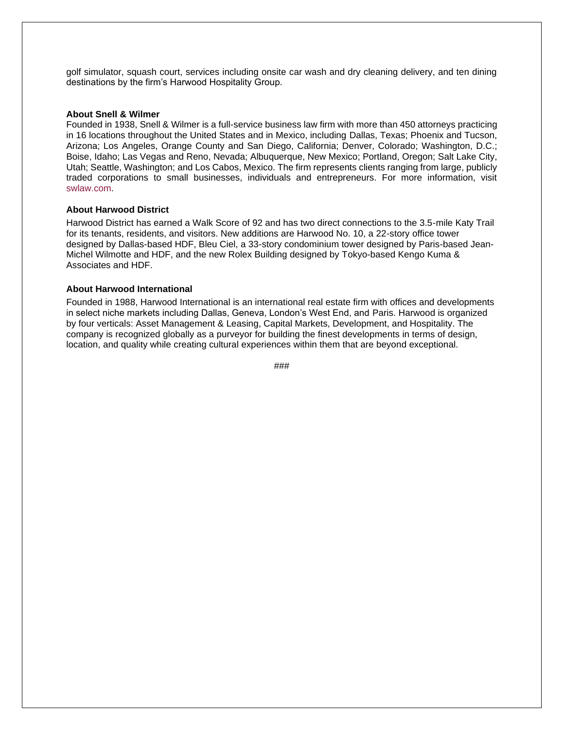golf simulator, squash court, services including onsite car wash and dry cleaning delivery, and ten dining destinations by the firm's Harwood Hospitality Group.

**About Snell & Wilmer**

Founded in 1938, Snell & Wilmer is a full-service business law firm with more than 450 attorneys practicing in 16 locations throughout the United States and in Mexico, including Dallas, Texas; Phoenix and Tucson, Arizona; Los Angeles, Orange County and San Diego, California; Denver, Colorado; Washington, D.C.; Boise, Idaho; Las Vegas and Reno, Nevada; Albuquerque, New Mexico; Portland, Oregon; Salt Lake City, Utah; Seattle, Washington; and Los Cabos, Mexico. The firm represents clients ranging from large, publicly traded corporations to small businesses, individuals and entrepreneurs. For more information, visit swlaw.com.

**About Harwood District**

Harwood District has earned a Walk Score of 92 and has two direct connections to the 3.5-mile Katy Trail for its tenants, residents, and visitors. New additions are Harwood No. 10, a 22-story office tower designed by Dallas-based HDF, Bleu Ciel, a 33-story condominium tower designed by Paris-based Jean-Michel Wilmotte and HDF, and the new Rolex Building designed by Tokyo-based Kengo Kuma & Associates and HDF.

**About Harwood International**

Founded in 1988, Harwood International is an international real estate firm with offices and developments in select niche markets including Dallas, Geneva, London's West End, and Paris. Harwood is organized by four verticals: Asset Management & Leasing, Capital Markets, Development, and Hospitality. The company is recognized globally as a purveyor for building the finest developments in terms of design, location, and quality while creating cultural experiences within them that are beyond exceptional.

###